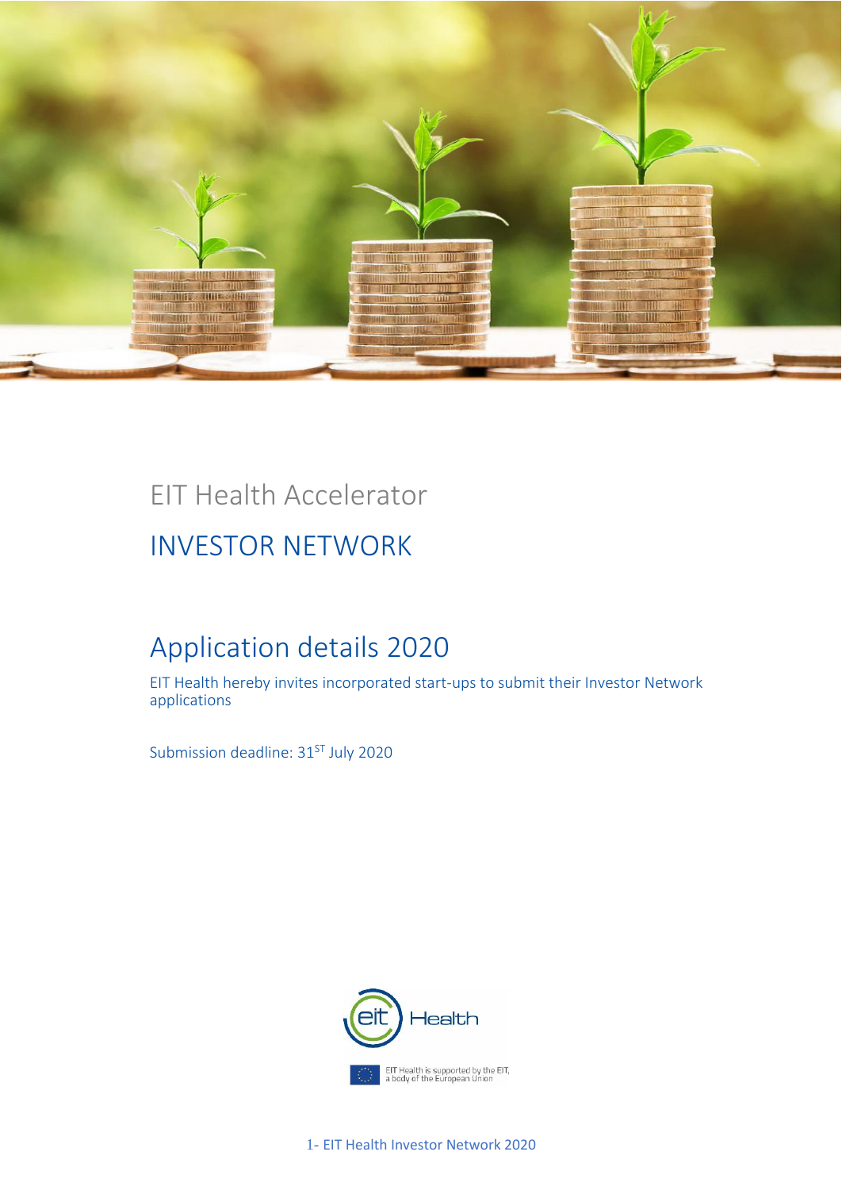EIT Health Accelerator

# INVESTOR NETWORK

## Application details 2020

EIT Health hereby invites incorporated start-ups to submit their Investor Network applications

Submission deadline: 31[ST] July 2020

EIT Health is supported by the EIT, a body of the European Union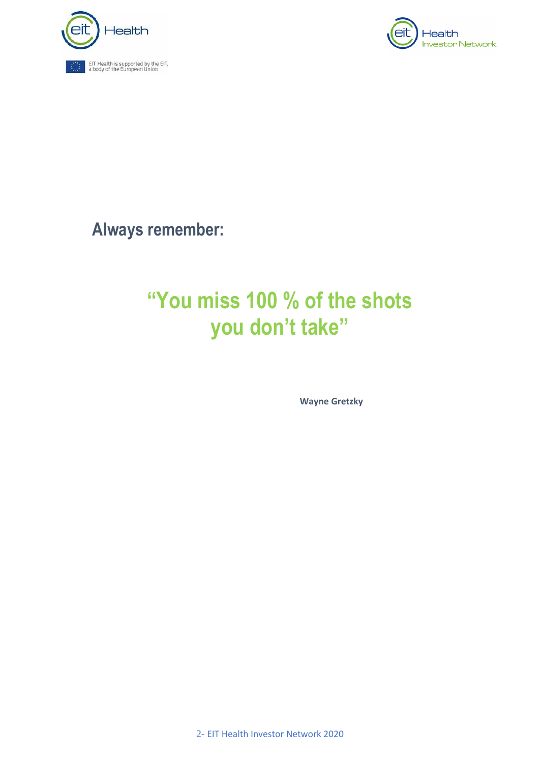**Always remember:**

## "You miss 100 % of the shots you don't take"

**Wayne Gretzky**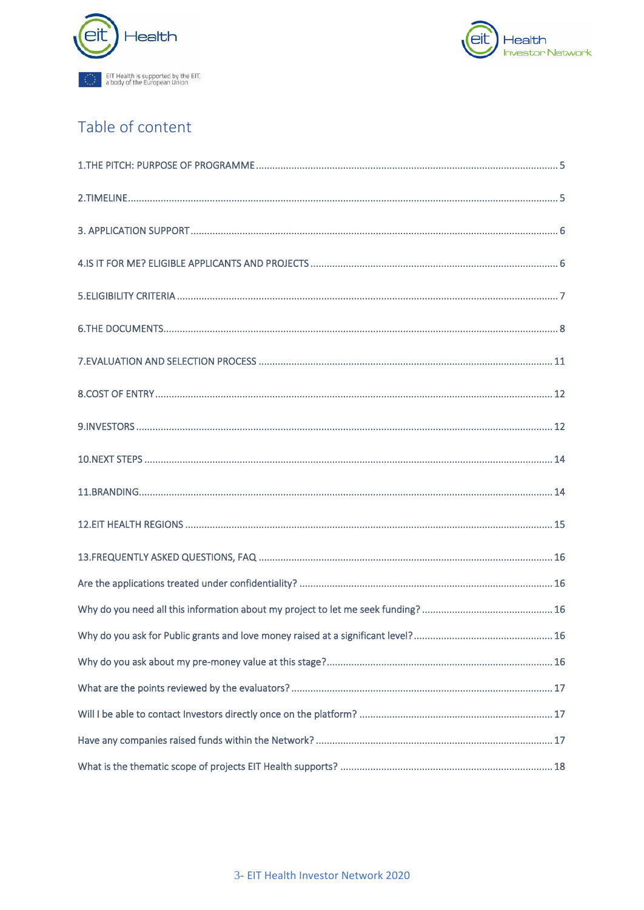# Table of content

1.THE PITCH: PURPOSE OF PROGRAMME ........ 5

2.TIMELINE ........ 5

3. APPLICATION SUPPORT ........ 6

4.IS IT FOR ME? ELIGIBLE APPLICANTS AND PROJECTS ........ 6

5.ELIGIBILITY CRITERIA ........ 7

6.THE DOCUMENTS ........ 8

7.EVALUATION AND SELECTION PROCESS ........ 11

8.COST OF ENTRY ........ 12

9.INVESTORS ........ 12

10.NEXT STEPS ........ 14

11.BRANDING ........ 14

12.EIT HEALTH REGIONS ........ 15

13.FREQUENTLY ASKED QUESTIONS, FAQ ........ 16

Are the applications treated under confidentiality? ........ 16

Why do you need all this information about my project to let me seek funding? ........ 16

Why do you ask for Public grants and love money raised at a significant level? ........ 16

Why do you ask about my pre-money value at this stage? ........ 16

What are the points reviewed by the evaluators? ........ 17

Will I be able to contact Investors directly once on the platform? ........ 17

Have any companies raised funds within the Network? ........ 17

What is the thematic scope of projects EIT Health supports? ........ 18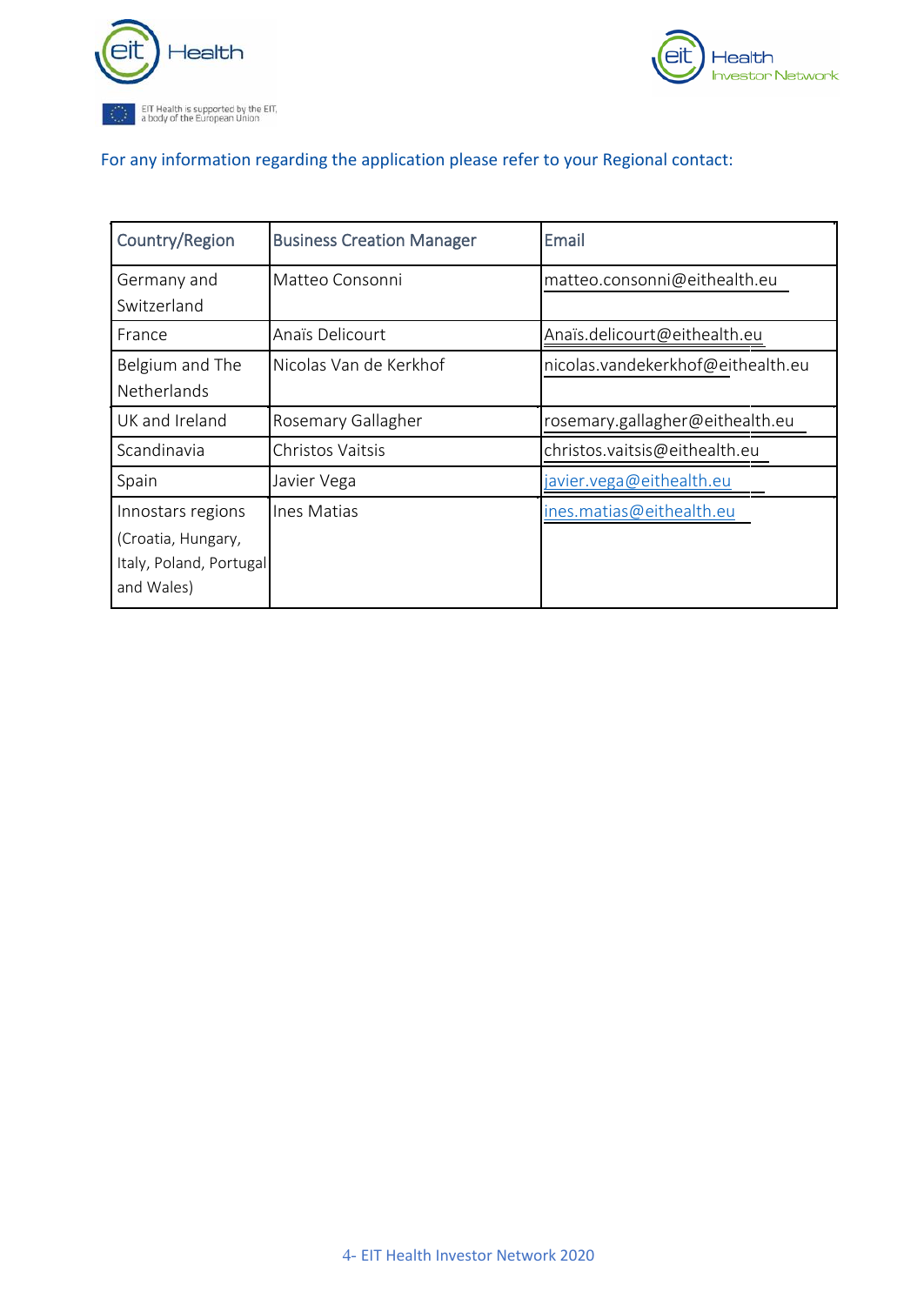For any information regarding the application please refer to your Regional contact:

| Country/Region | Business Creation Manager | Email |
|---|---|---|
| Germany and Switzerland | Matteo Consonni | matteo.consonni@eithealth.eu |
| France | Anaïs Delicourt | Anaïs.delicourt@eithealth.eu |
| Belgium and The Netherlands | Nicolas Van de Kerkhof | nicolas.vandekerkhof@eithealth.eu |
| UK and Ireland | Rosemary Gallagher | rosemary.gallagher@eithealth.eu |
| Scandinavia | Christos Vaitsis | christos.vaitsis@eithealth.eu |
| Spain | Javier Vega | javier.vega@eithealth.eu |
| Innostars regions (Croatia, Hungary, Italy, Poland, Portugal and Wales) | Ines Matias | ines.matias@eithealth.eu |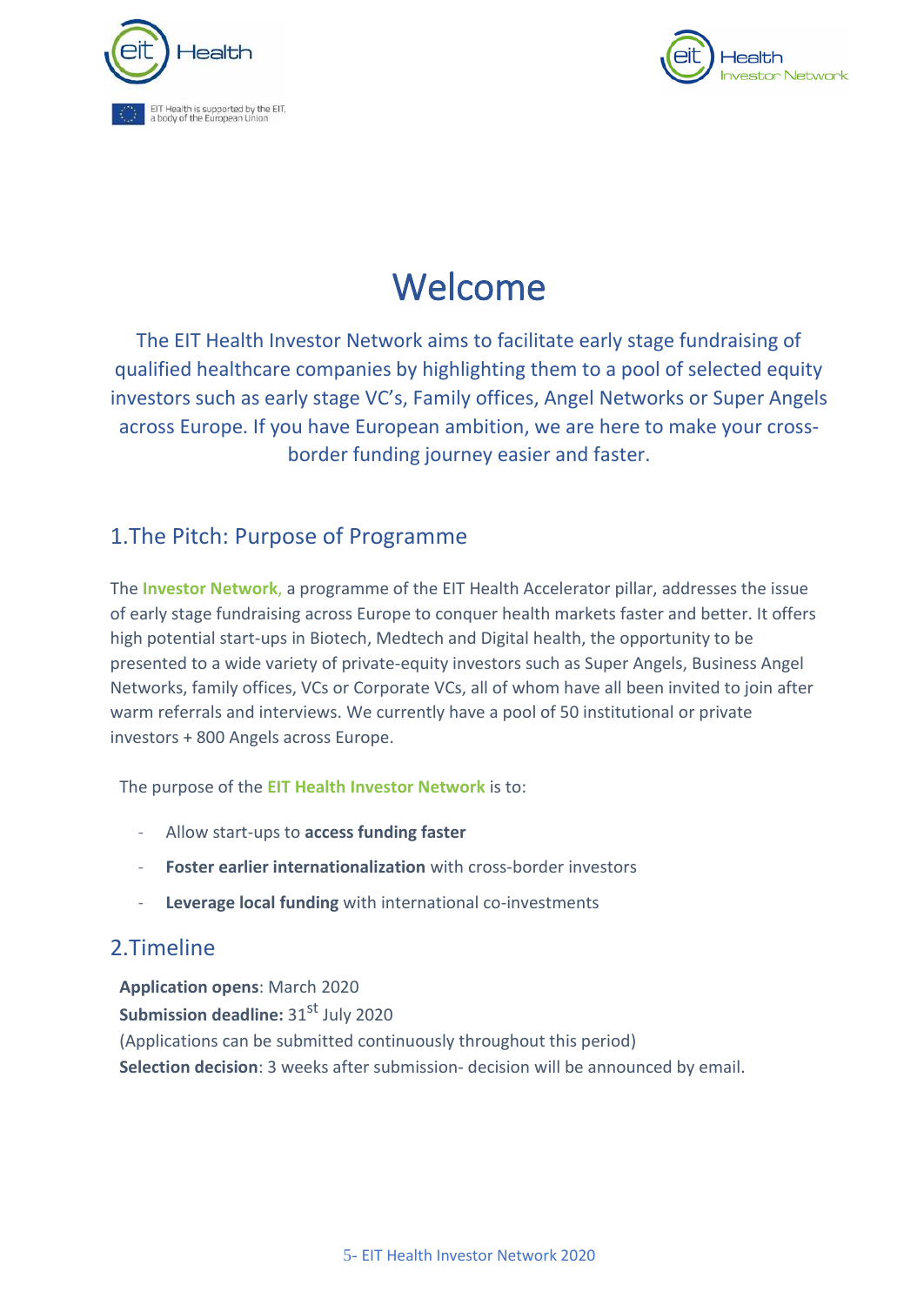# Welcome

The EIT Health Investor Network aims to facilitate early stage fundraising of qualified healthcare companies by highlighting them to a pool of selected equity investors such as early stage VC's, Family offices, Angel Networks or Super Angels across Europe. If you have European ambition, we are here to make your cross-border funding journey easier and faster.

## 1.The Pitch: Purpose of Programme

The **Investor Network**, a programme of the EIT Health Accelerator pillar, addresses the issue of early stage fundraising across Europe to conquer health markets faster and better. It offers high potential start-ups in Biotech, Medtech and Digital health, the opportunity to be presented to a wide variety of private-equity investors such as Super Angels, Business Angel Networks, family offices, VCs or Corporate VCs, all of whom have all been invited to join after warm referrals and interviews. We currently have a pool of 50 institutional or private investors + 800 Angels across Europe.

The purpose of the **EIT Health Investor Network** is to:

- Allow start-ups to **access funding faster**
- **Foster earlier internationalization** with cross-border investors
- **Leverage local funding** with international co-investments

## 2.Timeline

**Application opens**: March 2020
**Submission deadline:** 31st July 2020
(Applications can be submitted continuously throughout this period)
**Selection decision**: 3 weeks after submission- decision will be announced by email.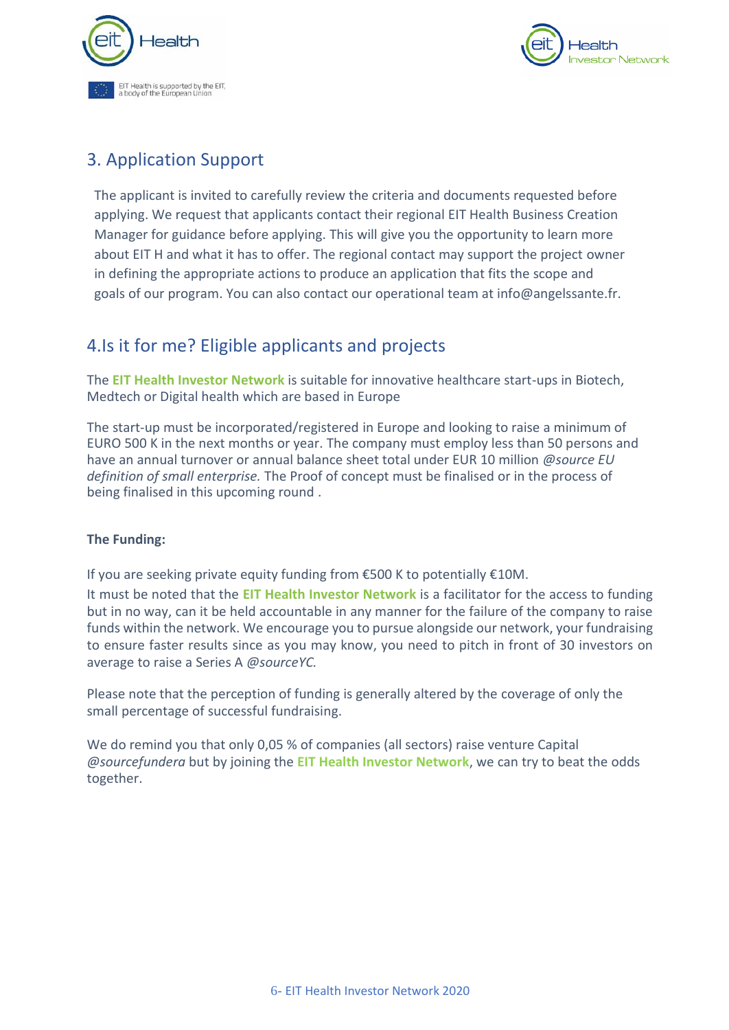## 3. Application Support

The applicant is invited to carefully review the criteria and documents requested before applying. We request that applicants contact their regional EIT Health Business Creation Manager for guidance before applying. This will give you the opportunity to learn more about EIT H and what it has to offer. The regional contact may support the project owner in defining the appropriate actions to produce an application that fits the scope and goals of our program. You can also contact our operational team at info@angelssante.fr.

## 4.Is it for me? Eligible applicants and projects

The **EIT Health Investor Network** is suitable for innovative healthcare start-ups in Biotech, Medtech or Digital health which are based in Europe

The start-up must be incorporated/registered in Europe and looking to raise a minimum of EURO 500 K in the next months or year. The company must employ less than 50 persons and have an annual turnover or annual balance sheet total under EUR 10 million *@source EU definition of small enterprise.* The Proof of concept must be finalised or in the process of being finalised in this upcoming round .

**The Funding:**

If you are seeking private equity funding from €500 K to potentially €10M.

It must be noted that the **EIT Health Investor Network** is a facilitator for the access to funding but in no way, can it be held accountable in any manner for the failure of the company to raise funds within the network. We encourage you to pursue alongside our network, your fundraising to ensure faster results since as you may know, you need to pitch in front of 30 investors on average to raise a Series A *@sourceYC.*

Please note that the perception of funding is generally altered by the coverage of only the small percentage of successful fundraising.

We do remind you that only 0,05 % of companies (all sectors) raise venture Capital *@sourcefundera* but by joining the **EIT Health Investor Network**, we can try to beat the odds together.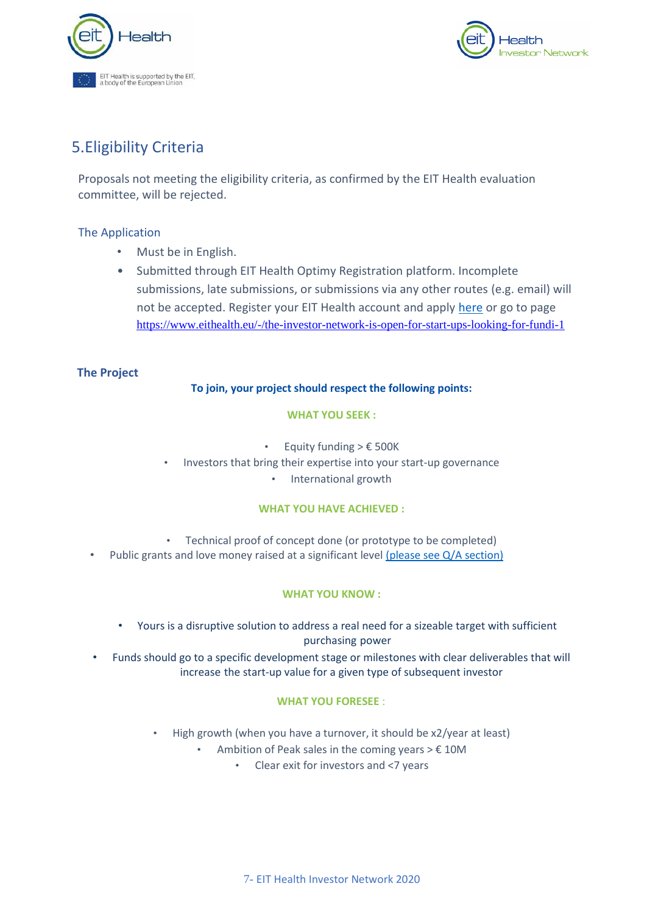## 5. Eligibility Criteria

Proposals not meeting the eligibility criteria, as confirmed by the EIT Health evaluation committee, will be rejected.

### The Application

- Must be in English.
- Submitted through EIT Health Optimy Registration platform. Incomplete submissions, late submissions, or submissions via any other routes (e.g. email) will not be accepted. Register your EIT Health account and apply [here](https://www.eithealth.eu/-/the-investor-network-is-open-for-start-ups-looking-for-fundi-1) or go to page https://www.eithealth.eu/-/the-investor-network-is-open-for-start-ups-looking-for-fundi-1

### The Project

**To join, your project should respect the following points:**

**WHAT YOU SEEK :**

- Equity funding > € 500K
- Investors that bring their expertise into your start-up governance
- International growth

**WHAT YOU HAVE ACHIEVED :**

- Technical proof of concept done (or prototype to be completed)
- Public grants and love money raised at a significant level (please see Q/A section)

**WHAT YOU KNOW :**

- Yours is a disruptive solution to address a real need for a sizeable target with sufficient purchasing power
- Funds should go to a specific development stage or milestones with clear deliverables that will increase the start-up value for a given type of subsequent investor

**WHAT YOU FORESEE :**

- High growth (when you have a turnover, it should be x2/year at least)
- Ambition of Peak sales in the coming years > € 10M
- Clear exit for investors and <7 years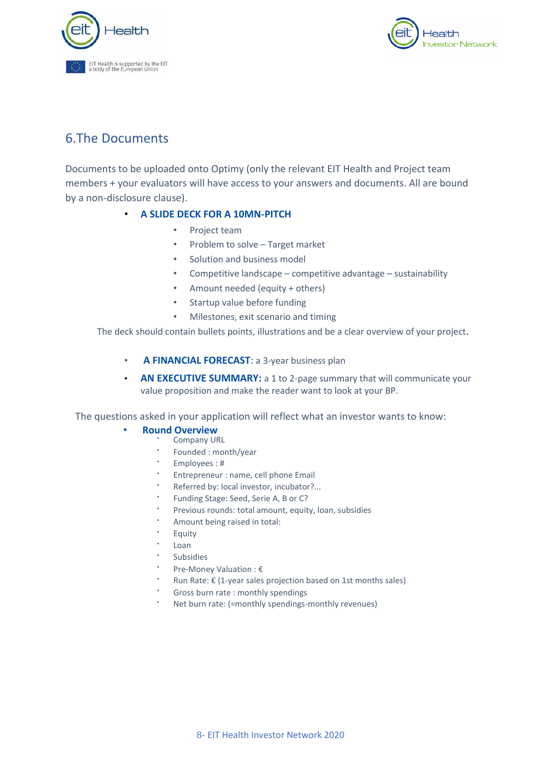## 6.The Documents

Documents to be uploaded onto Optimy (only the relevant EIT Health and Project team members + your evaluators will have access to your answers and documents. All are bound by a non-disclosure clause).

- **A SLIDE DECK FOR A 10MN-PITCH**
  - Project team
  - Problem to solve – Target market
  - Solution and business model
  - Competitive landscape – competitive advantage – sustainability
  - Amount needed (equity + others)
  - Startup value before funding
  - Milestones, exit scenario and timing

The deck should contain bullets points, illustrations and be a clear overview of your project.

- **A FINANCIAL FORECAST**: a 3-year business plan
- **AN EXECUTIVE SUMMARY:** a 1 to 2-page summary that will communicate your value proposition and make the reader want to look at your BP.

The questions asked in your application will reflect what an investor wants to know:

- **Round Overview**
  - Company URL
  - Founded : month/year
  - Employees : #
  - Entrepreneur : name, cell phone Email
  - Referred by: local investor, incubator?...
  - Funding Stage: Seed, Serie A, B or C?
  - Previous rounds: total amount, equity, loan, subsidies
  - Amount being raised in total:
  - Equity
  - Loan
  - Subsidies
  - Pre-Money Valuation : €
  - Run Rate: € (1-year sales projection based on 1st months sales)
  - Gross burn rate : monthly spendings
  - Net burn rate: (=monthly spendings-monthly revenues)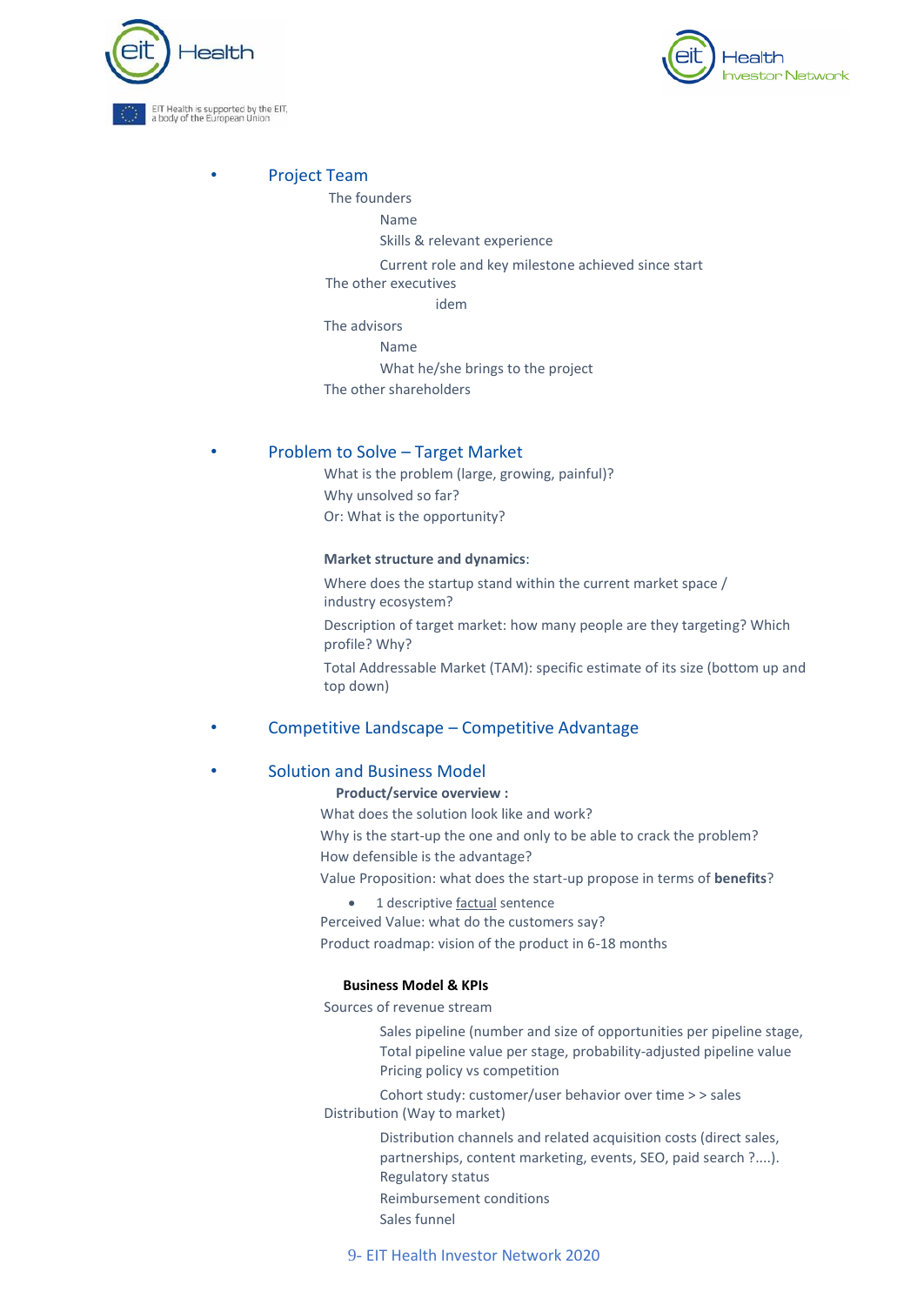- **Project Team**

  The founders

  - Name
  - Skills & relevant experience
  - Current role and key milestone achieved since start

  The other executives

  - idem

  The advisors

  - Name
  - What he/she brings to the project

  The other shareholders

- **Problem to Solve – Target Market**

  What is the problem (large, growing, painful)?

  Why unsolved so far?

  Or: What is the opportunity?

  **Market structure and dynamics**:

  Where does the startup stand within the current market space / industry ecosystem?

  Description of target market: how many people are they targeting? Which profile? Why?

  Total Addressable Market (TAM): specific estimate of its size (bottom up and top down)

- **Competitive Landscape – Competitive Advantage**

- **Solution and Business Model**

  **Product/service overview :**

  What does the solution look like and work?

  Why is the start-up the one and only to be able to crack the problem?

  How defensible is the advantage?

  Value Proposition: what does the start-up propose in terms of **benefits**?

  - 1 descriptive factual sentence

  Perceived Value: what do the customers say?

  Product roadmap: vision of the product in 6-18 months

  **Business Model & KPIs**

  Sources of revenue stream

  - Sales pipeline (number and size of opportunities per pipeline stage, Total pipeline value per stage, probability-adjusted pipeline value
  - Pricing policy vs competition
  - Cohort study: customer/user behavior over time > > sales

  Distribution (Way to market)

  - Distribution channels and related acquisition costs (direct sales, partnerships, content marketing, events, SEO, paid search ?....).
  - Regulatory status
  - Reimbursement conditions
  - Sales funnel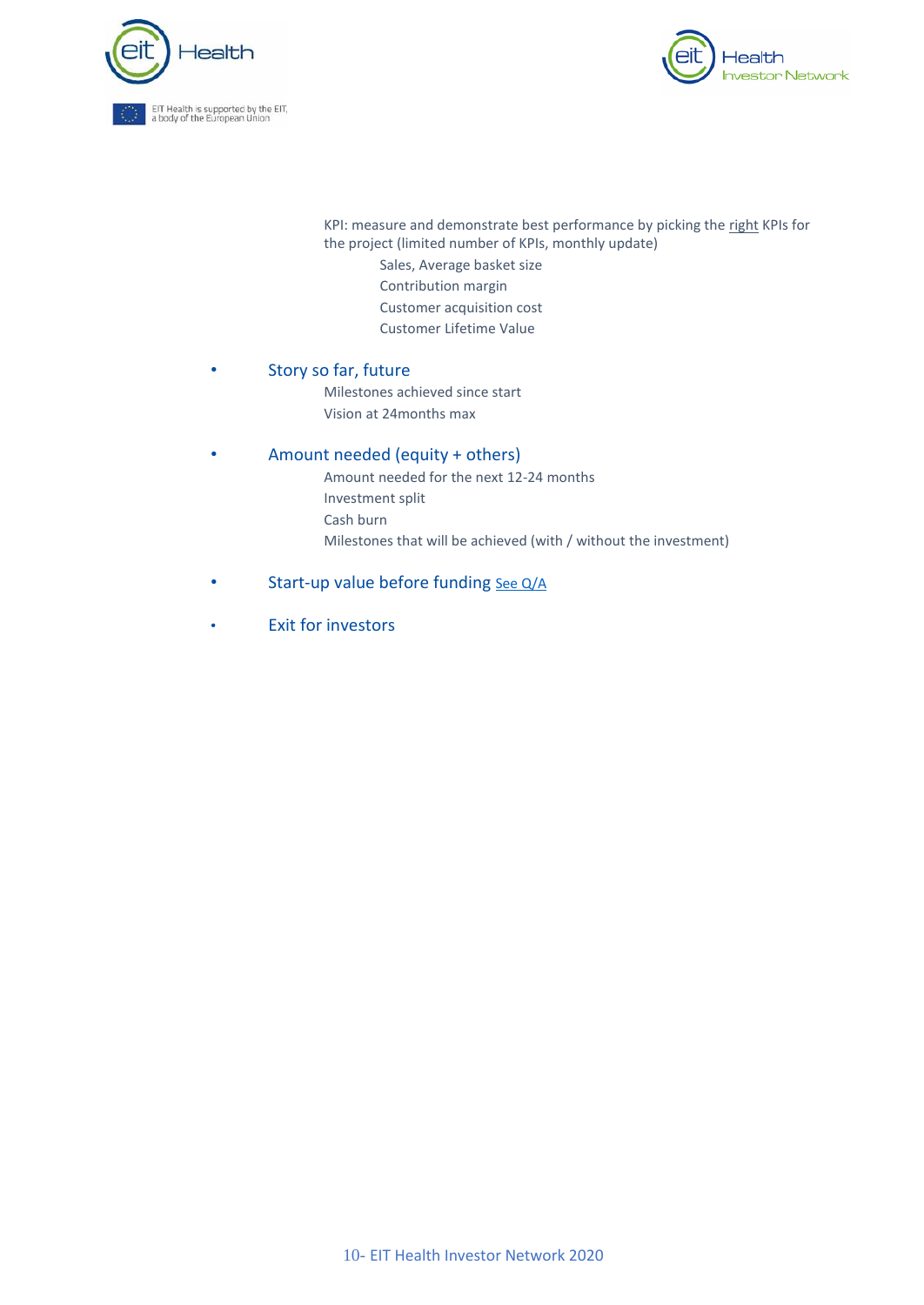KPI: measure and demonstrate best performance by picking the right KPIs for the project (limited number of KPIs, monthly update)

- Sales, Average basket size
- Contribution margin
- Customer acquisition cost
- Customer Lifetime Value

- **Story so far, future**
  - Milestones achieved since start
  - Vision at 24months max

- **Amount needed (equity + others)**
  - Amount needed for the next 12-24 months
  - Investment split
  - Cash burn
  - Milestones that will be achieved (with / without the investment)

- **Start-up value before funding** See Q/A

- **Exit for investors**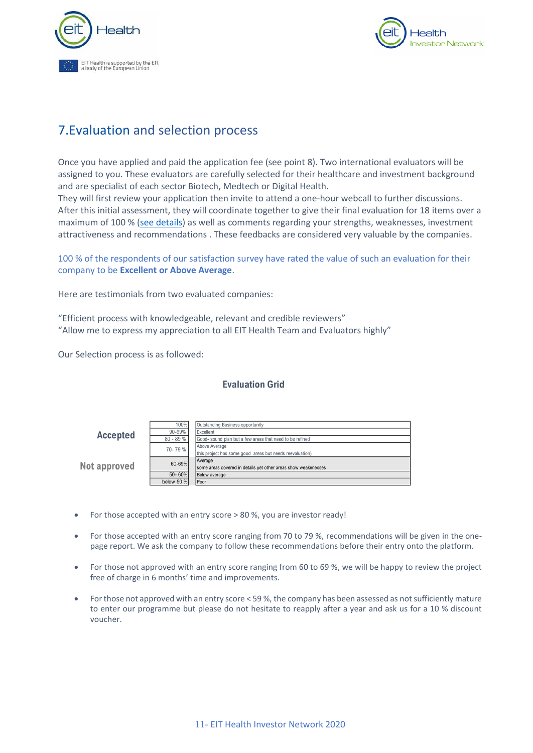## 7.Evaluation and selection process

Once you have applied and paid the application fee (see point 8). Two international evaluators will be assigned to you. These evaluators are carefully selected for their healthcare and investment background and are specialist of each sector Biotech, Medtech or Digital Health.
They will first review your application then invite to attend a one-hour webcall to further discussions. After this initial assessment, they will coordinate together to give their final evaluation for 18 items over a maximum of 100 % (see details) as well as comments regarding your strengths, weaknesses, investment attractiveness and recommendations . These feedbacks are considered very valuable by the companies.

100 % of the respondents of our satisfaction survey have rated the value of such an evaluation for their company to be **Excellent or Above Average**.

Here are testimonials from two evaluated companies:

“Efficient process with knowledgeable, relevant and credible reviewers”
“Allow me to express my appreciation to all EIT Health Team and Evaluators highly”

Our Selection process is as followed:

**Evaluation Grid**

| | Score | Assessment |
|---|---|---|
| Accepted | 100% | Outstanding Business opportunity |
| | 90-99% | Excellent |
| | 80 - 89 % | Good- sound plan but a few areas that need to be refined |
| | 70- 79 % | Above Average<br>this project has some good areas but needs reevaluation) |
| Not approved | 60-69% | Average<br>some areas covered in details yet other areas show weakenesses |
| | 50- 60% | Below average |
| | below 50 % | Poor |

- For those accepted with an entry score > 80 %, you are investor ready!
- For those accepted with an entry score ranging from 70 to 79 %, recommendations will be given in the one-page report. We ask the company to follow these recommendations before their entry onto the platform.
- For those not approved with an entry score ranging from 60 to 69 %, we will be happy to review the project free of charge in 6 months’ time and improvements.
- For those not approved with an entry score < 59 %, the company has been assessed as not sufficiently mature to enter our programme but please do not hesitate to reapply after a year and ask us for a 10 % discount voucher.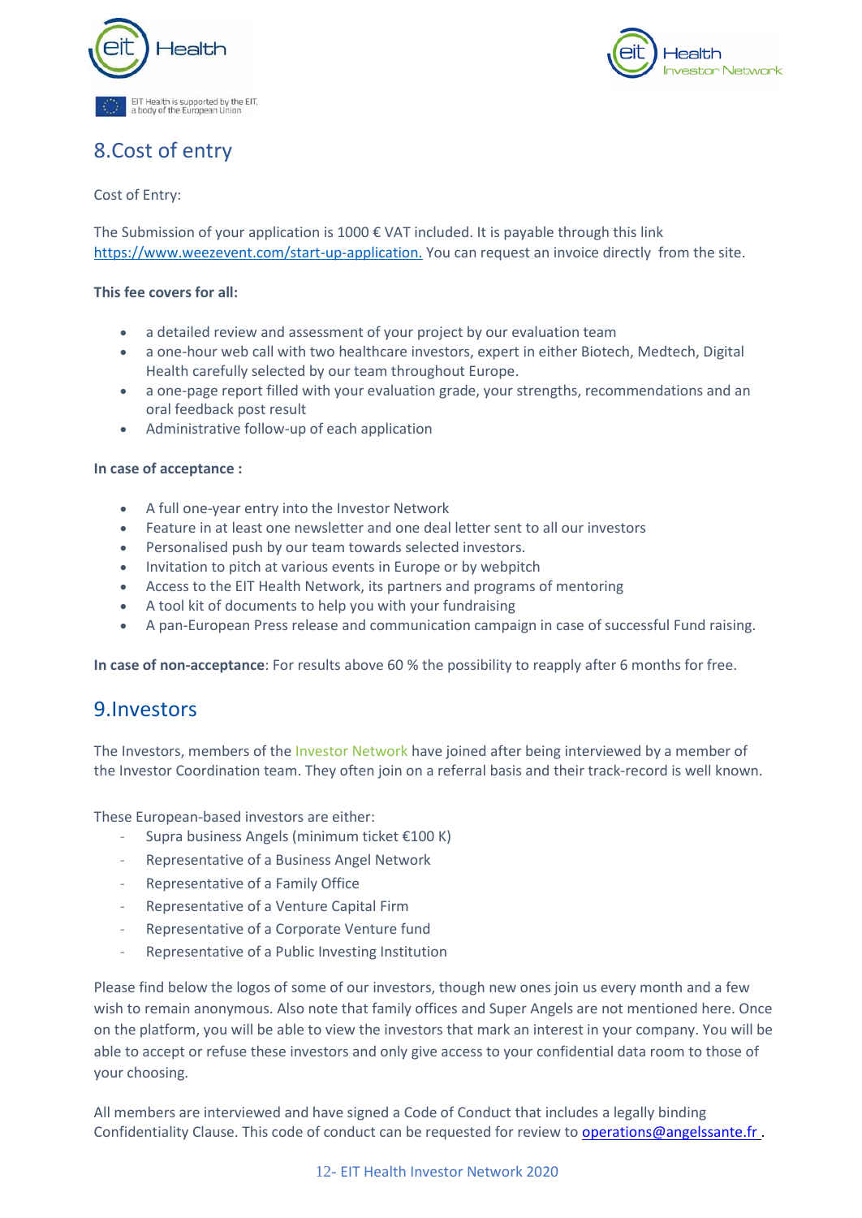## 8.Cost of entry

Cost of Entry:

The Submission of your application is 1000 € VAT included. It is payable through this link https://www.weezevent.com/start-up-application. You can request an invoice directly from the site.

**This fee covers for all:**

- a detailed review and assessment of your project by our evaluation team
- a one-hour web call with two healthcare investors, expert in either Biotech, Medtech, Digital Health carefully selected by our team throughout Europe.
- a one-page report filled with your evaluation grade, your strengths, recommendations and an oral feedback post result
- Administrative follow-up of each application

**In case of acceptance :**

- A full one-year entry into the Investor Network
- Feature in at least one newsletter and one deal letter sent to all our investors
- Personalised push by our team towards selected investors.
- Invitation to pitch at various events in Europe or by webpitch
- Access to the EIT Health Network, its partners and programs of mentoring
- A tool kit of documents to help you with your fundraising
- A pan-European Press release and communication campaign in case of successful Fund raising.

**In case of non-acceptance**: For results above 60 % the possibility to reapply after 6 months for free.

## 9.Investors

The Investors, members of the Investor Network have joined after being interviewed by a member of the Investor Coordination team. They often join on a referral basis and their track-record is well known.

These European-based investors are either:

- Supra business Angels (minimum ticket €100 K)
- Representative of a Business Angel Network
- Representative of a Family Office
- Representative of a Venture Capital Firm
- Representative of a Corporate Venture fund
- Representative of a Public Investing Institution

Please find below the logos of some of our investors, though new ones join us every month and a few wish to remain anonymous. Also note that family offices and Super Angels are not mentioned here. Once on the platform, you will be able to view the investors that mark an interest in your company. You will be able to accept or refuse these investors and only give access to your confidential data room to those of your choosing.

All members are interviewed and have signed a Code of Conduct that includes a legally binding Confidentiality Clause. This code of conduct can be requested for review to operations@angelssante.fr .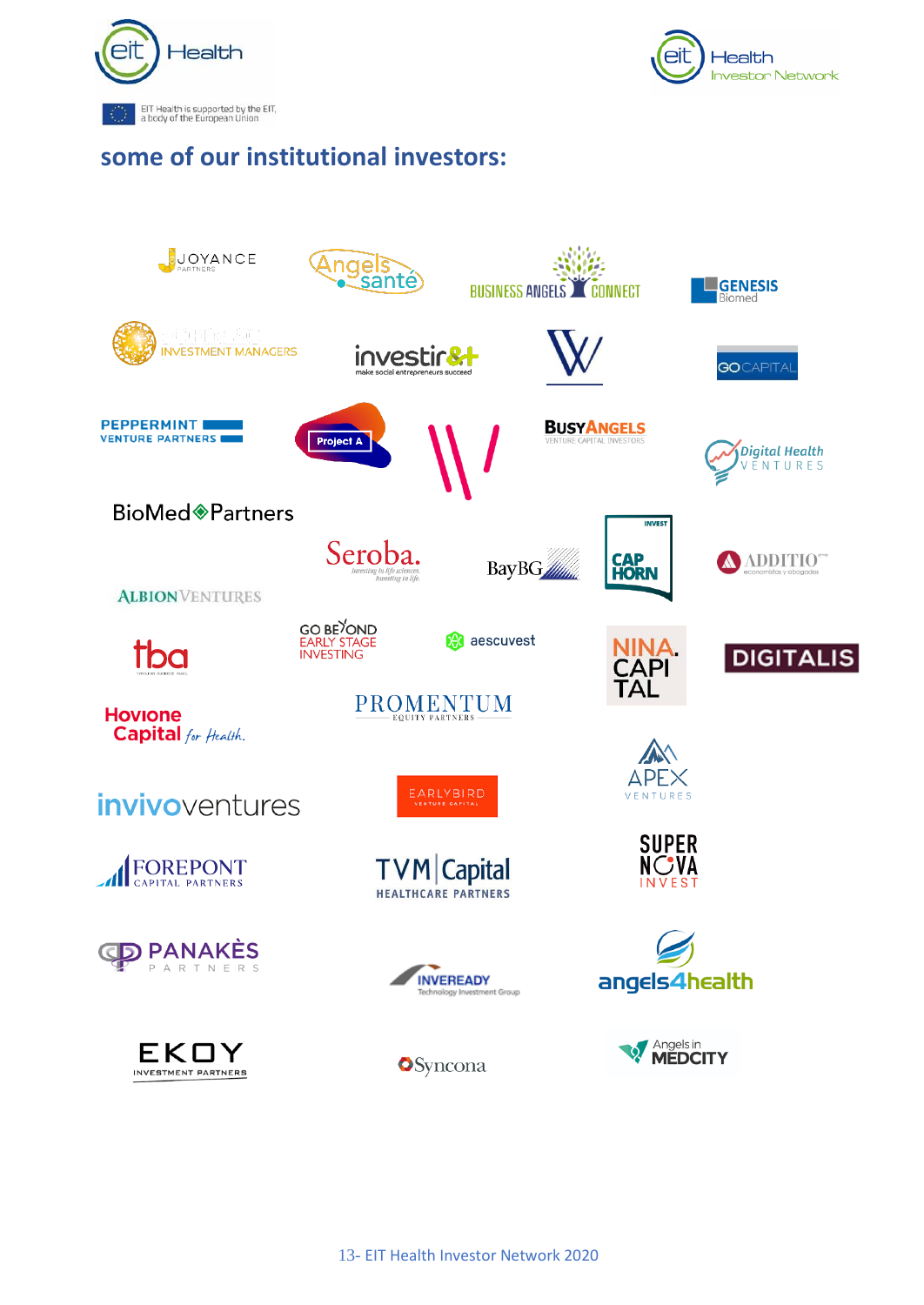## some of our institutional investors:

JOYANCE PARTNERS

Angels santé

BUSINESS ANGELS CONNECT

GENESIS Biomed

INVESTMENT MANAGERS

investir&+ make social entrepreneurs succeed

GO CAPITAL

PEPPERMINT VENTURE PARTNERS

Project A

BUSYANGELS VENTURE CAPITAL INVESTORS

Digital Health VENTURES

BioMed Partners

Seroba.

BayBG

INVEST CAP HORN

ADDITIO

ALBION VENTURES

tba

GO BEYOND EARLY STAGE INVESTING

aescuvest

NINA. CAPITAL

DIGITALIS

Hovione Capital for Health.

PROMENTUM EQUITY PARTNERS

APEX VENTURES

invivoventures

EARLYBIRD VENTURE CAPITAL

FOREPONT CAPITAL PARTNERS

TVM Capital HEALTHCARE PARTNERS

SUPER NOVA INVEST

PANAKÈS PARTNERS

INVEREADY Technology Investment Group

angels4health

EKOY INVESTMENT PARTNERS

Syncona

Angels in MEDCITY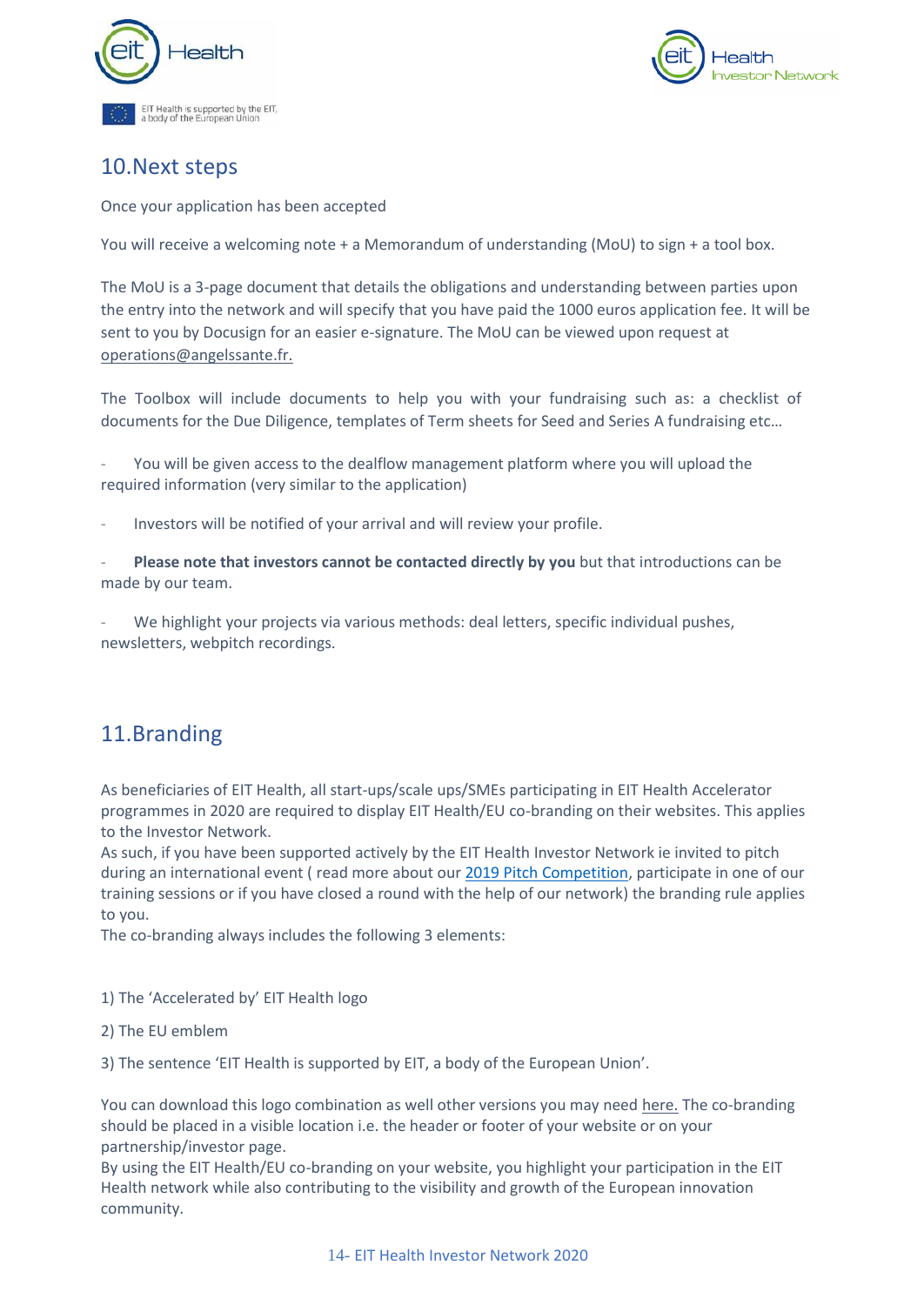## 10.Next steps

Once your application has been accepted

You will receive a welcoming note + a Memorandum of understanding (MoU) to sign + a tool box.

The MoU is a 3-page document that details the obligations and understanding between parties upon the entry into the network and will specify that you have paid the 1000 euros application fee. It will be sent to you by Docusign for an easier e-signature. The MoU can be viewed upon request at operations@angelssante.fr.

The Toolbox will include documents to help you with your fundraising such as: a checklist of documents for the Due Diligence, templates of Term sheets for Seed and Series A fundraising etc…

- You will be given access to the dealflow management platform where you will upload the required information (very similar to the application)
- Investors will be notified of your arrival and will review your profile.
- **Please note that investors cannot be contacted directly by you** but that introductions can be made by our team.
- We highlight your projects via various methods: deal letters, specific individual pushes, newsletters, webpitch recordings.

## 11.Branding

As beneficiaries of EIT Health, all start-ups/scale ups/SMEs participating in EIT Health Accelerator programmes in 2020 are required to display EIT Health/EU co-branding on their websites. This applies to the Investor Network.
As such, if you have been supported actively by the EIT Health Investor Network ie invited to pitch during an international event ( read more about our 2019 Pitch Competition, participate in one of our training sessions or if you have closed a round with the help of our network) the branding rule applies to you.
The co-branding always includes the following 3 elements:

1) The 'Accelerated by' EIT Health logo

2) The EU emblem

3) The sentence 'EIT Health is supported by EIT, a body of the European Union'.

You can download this logo combination as well other versions you may need here. The co-branding should be placed in a visible location i.e. the header or footer of your website or on your partnership/investor page.
By using the EIT Health/EU co-branding on your website, you highlight your participation in the EIT Health network while also contributing to the visibility and growth of the European innovation community.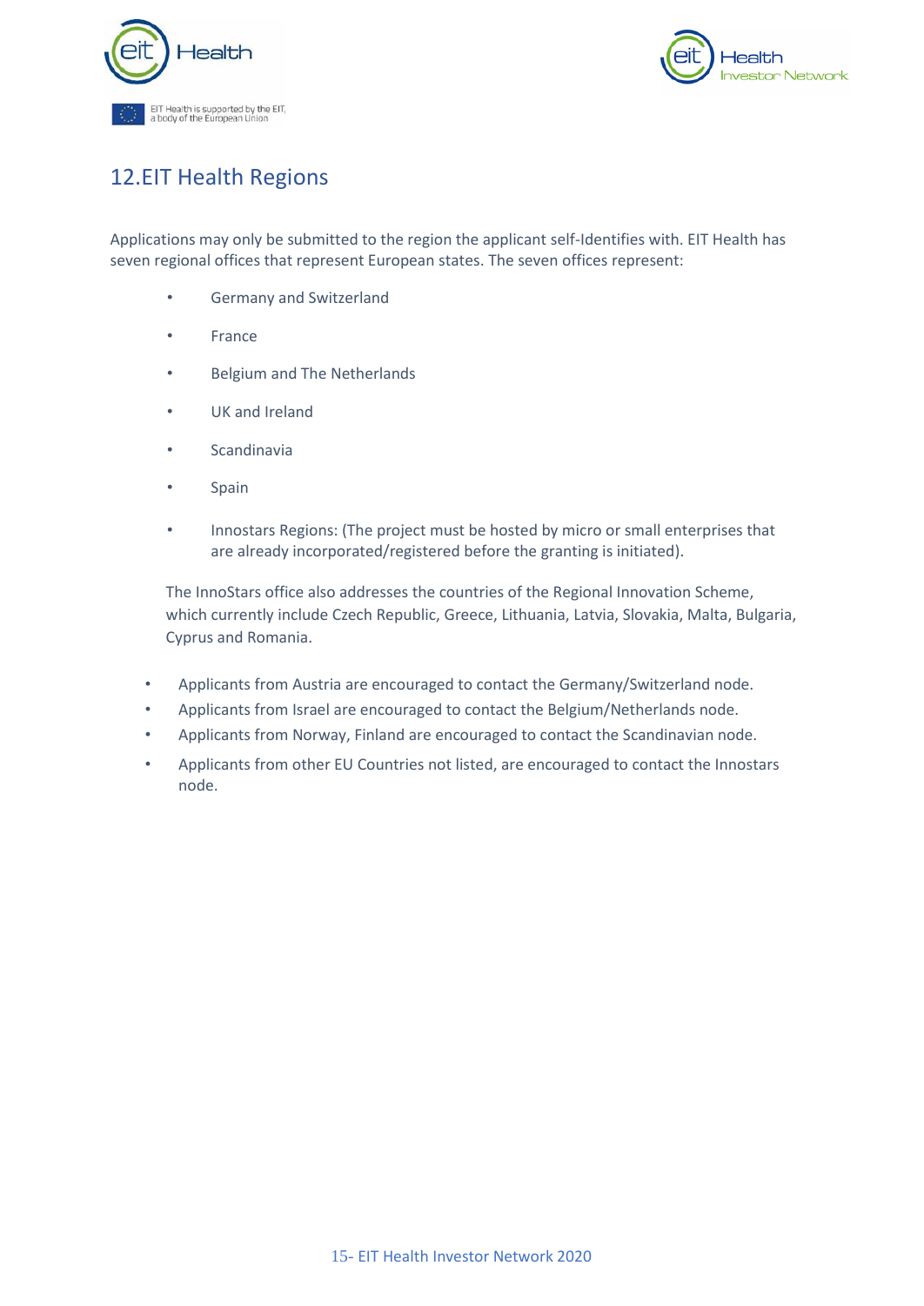## 12. EIT Health Regions

Applications may only be submitted to the region the applicant self-Identifies with. EIT Health has seven regional offices that represent European states. The seven offices represent:

- Germany and Switzerland
- France
- Belgium and The Netherlands
- UK and Ireland
- Scandinavia
- Spain
- Innostars Regions: (The project must be hosted by micro or small enterprises that are already incorporated/registered before the granting is initiated).

The InnoStars office also addresses the countries of the Regional Innovation Scheme, which currently include Czech Republic, Greece, Lithuania, Latvia, Slovakia, Malta, Bulgaria, Cyprus and Romania.

- Applicants from Austria are encouraged to contact the Germany/Switzerland node.
- Applicants from Israel are encouraged to contact the Belgium/Netherlands node.
- Applicants from Norway, Finland are encouraged to contact the Scandinavian node.
- Applicants from other EU Countries not listed, are encouraged to contact the Innostars node.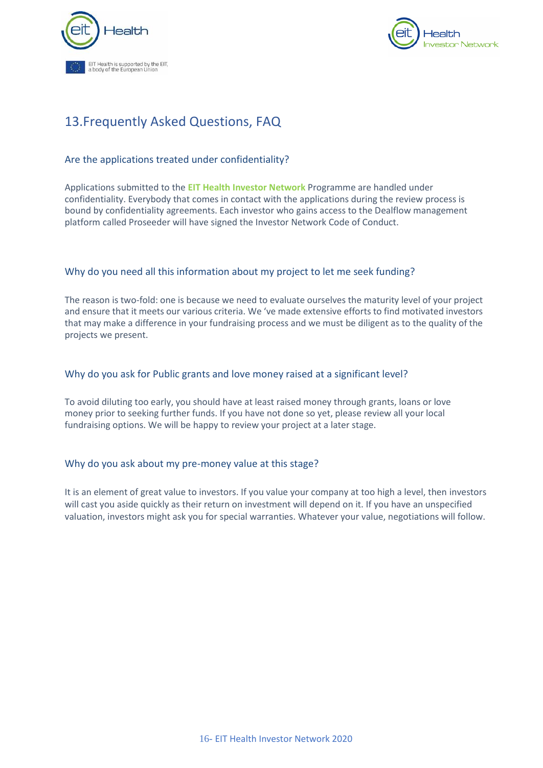## 13.Frequently Asked Questions, FAQ

### Are the applications treated under confidentiality?

Applications submitted to the **EIT Health Investor Network** Programme are handled under confidentiality. Everybody that comes in contact with the applications during the review process is bound by confidentiality agreements. Each investor who gains access to the Dealflow management platform called Proseeder will have signed the Investor Network Code of Conduct.

### Why do you need all this information about my project to let me seek funding?

The reason is two-fold: one is because we need to evaluate ourselves the maturity level of your project and ensure that it meets our various criteria. We 've made extensive efforts to find motivated investors that may make a difference in your fundraising process and we must be diligent as to the quality of the projects we present.

### Why do you ask for Public grants and love money raised at a significant level?

To avoid diluting too early, you should have at least raised money through grants, loans or love money prior to seeking further funds. If you have not done so yet, please review all your local fundraising options. We will be happy to review your project at a later stage.

### Why do you ask about my pre-money value at this stage?

It is an element of great value to investors. If you value your company at too high a level, then investors will cast you aside quickly as their return on investment will depend on it. If you have an unspecified valuation, investors might ask you for special warranties. Whatever your value, negotiations will follow.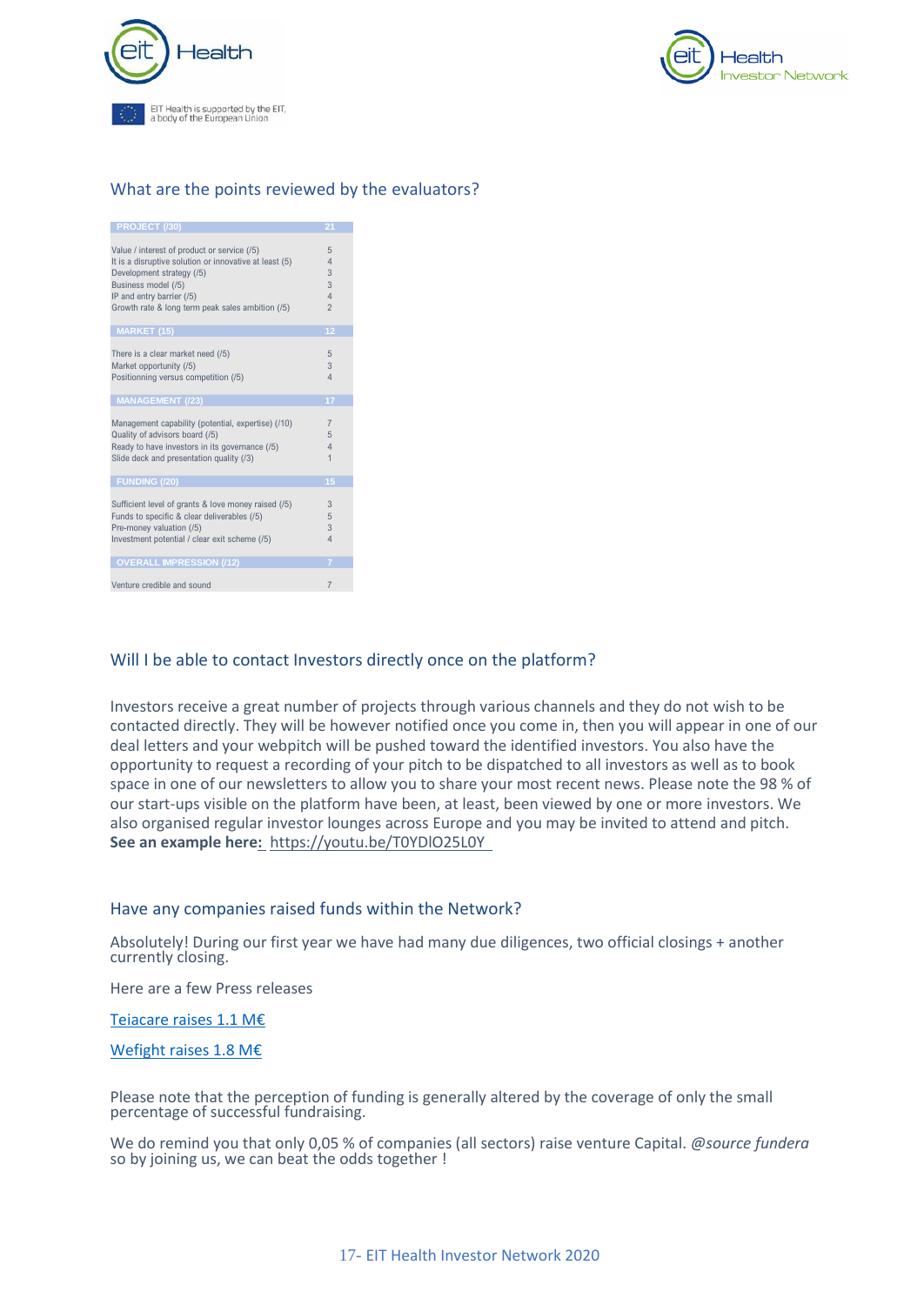## What are the points reviewed by the evaluators?

| PROJECT (/30) | 21 |
|---|---|
| Value / interest of product or service (/5) | 5 |
| It is a disruptive solution or innovative at least (5) | 4 |
| Development strategy (/5) | 3 |
| Business model (/5) | 3 |
| IP and entry barrier (/5) | 4 |
| Growth rate & long term peak sales ambition (/5) | 2 |
| **MARKET (15)** | **12** |
| There is a clear market need (/5) | 5 |
| Market opportunity (/5) | 3 |
| Positionning versus competition (/5) | 4 |
| **MANAGEMENT (/23)** | **17** |
| Management capability (potential, expertise) (/10) | 7 |
| Quality of advisors board (/5) | 5 |
| Ready to have investors in its governance (/5) | 4 |
| Slide deck and presentation quality (/3) | 1 |
| **FUNDING (/20)** | **15** |
| Sufficient level of grants & love money raised (/5) | 3 |
| Funds to specific & clear deliverables (/5) | 5 |
| Pre-money valuation (/5) | 3 |
| Investment potential / clear exit scheme (/5) | 4 |
| **OVERALL IMPRESSION (/12)** | **7** |
| Venture credible and sound | 7 |

## Will I be able to contact Investors directly once on the platform?

Investors receive a great number of projects through various channels and they do not wish to be contacted directly. They will be however notified once you come in, then you will appear in one of our deal letters and your webpitch will be pushed toward the identified investors. You also have the opportunity to request a recording of your pitch to be dispatched to all investors as well as to book space in one of our newsletters to allow you to share your most recent news. Please note the 98 % of our start-ups visible on the platform have been, at least, been viewed by one or more investors. We also organised regular investor lounges across Europe and you may be invited to attend and pitch. **See an example here:** https://youtu.be/T0YDlO25L0Y

## Have any companies raised funds within the Network?

Absolutely! During our first year we have had many due diligences, two official closings + another currently closing.

Here are a few Press releases

Teiacare raises 1.1 M€

Wefight raises 1.8 M€

Please note that the perception of funding is generally altered by the coverage of only the small percentage of successful fundraising.

We do remind you that only 0,05 % of companies (all sectors) raise venture Capital. *@source fundera* so by joining us, we can beat the odds together !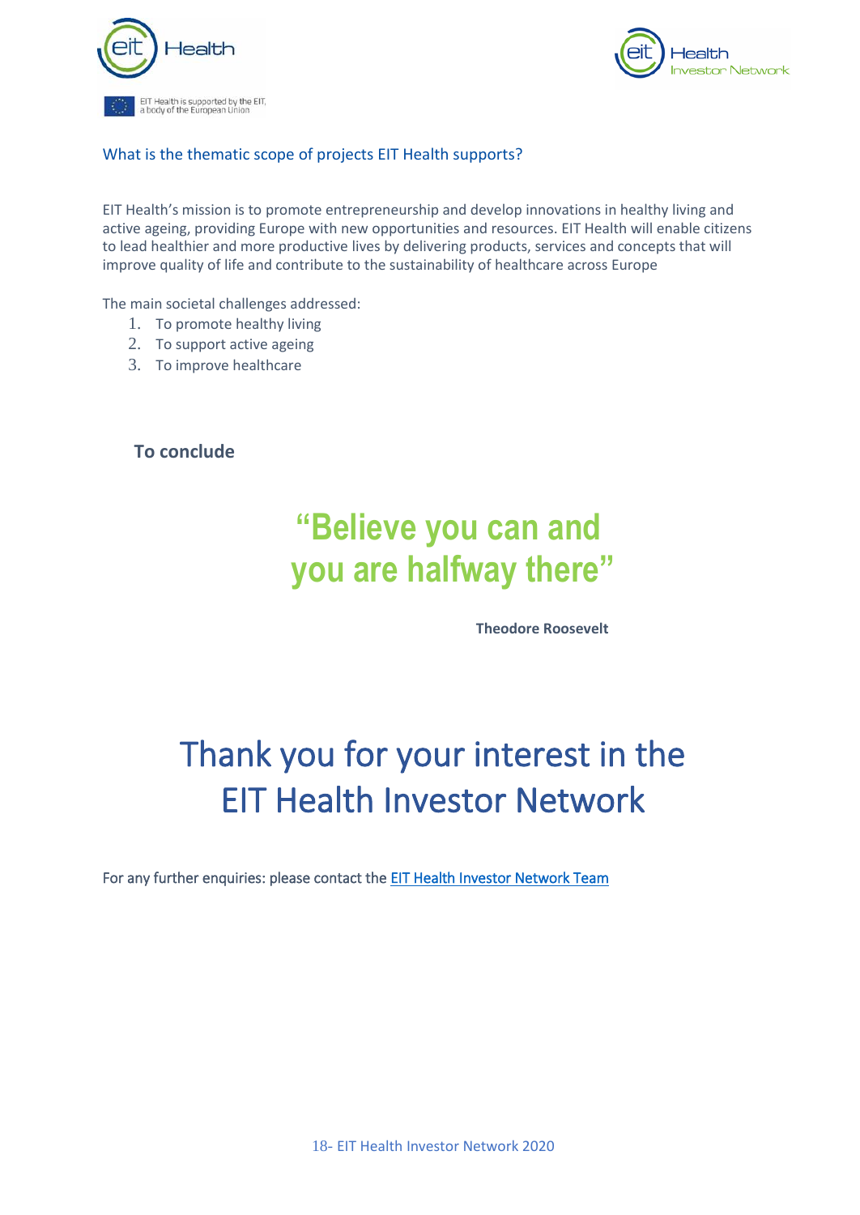### What is the thematic scope of projects EIT Health supports?

EIT Health's mission is to promote entrepreneurship and develop innovations in healthy living and active ageing, providing Europe with new opportunities and resources. EIT Health will enable citizens to lead healthier and more productive lives by delivering products, services and concepts that will improve quality of life and contribute to the sustainability of healthcare across Europe

The main societal challenges addressed:

1. To promote healthy living
2. To support active ageing
3. To improve healthcare

**To conclude**

## "Believe you can and you are halfway there"

**Theodore Roosevelt**

# Thank you for your interest in the EIT Health Investor Network

For any further enquiries: please contact the EIT Health Investor Network Team